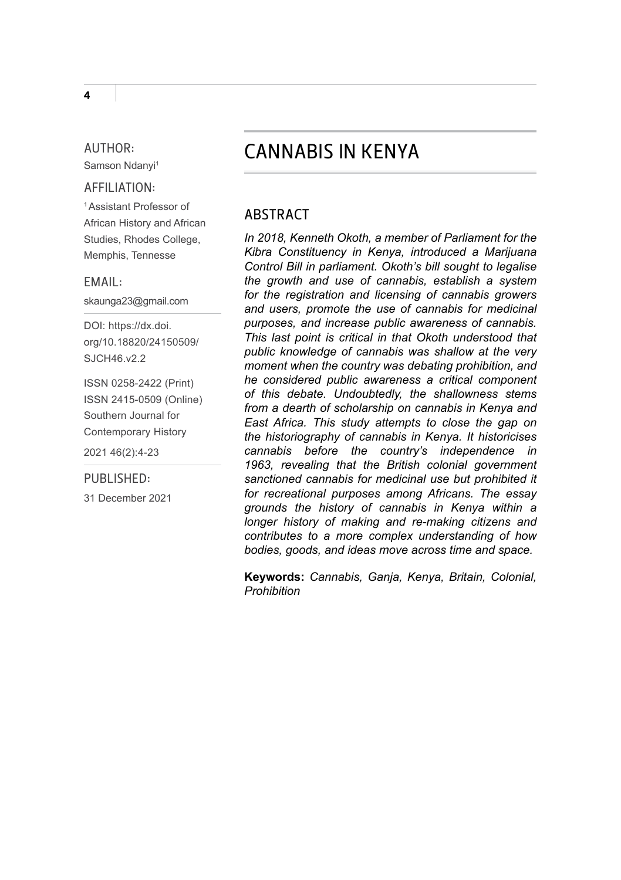# CANNABIS IN KENYA

AUTHOR:

Samson Ndanyi[1]

AFFILIATION:

[1] Assistant Professor of African History and African Studies, Rhodes College, Memphis, Tennessee

EMAIL:

skaunga23@gmail.com

DOI: https://dx.doi.org/10.18820/24150509/SJCH46.v2.2

ISSN 0258-2422 (Print)
ISSN 2415-0509 (Online)
Southern Journal for Contemporary History

2021 46(2):4-23

PUBLISHED:

31 December 2021

## ABSTRACT

*In 2018, Kenneth Okoth, a member of Parliament for the Kibra Constituency in Kenya, introduced a Marijuana Control Bill in parliament. Okoth's bill sought to legalise the growth and use of cannabis, establish a system for the registration and licensing of cannabis growers and users, promote the use of cannabis for medicinal purposes, and increase public awareness of cannabis. This last point is critical in that Okoth understood that public knowledge of cannabis was shallow at the very moment when the country was debating prohibition, and he considered public awareness a critical component of this debate. Undoubtedly, the shallowness stems from a dearth of scholarship on cannabis in Kenya and East Africa. This study attempts to close the gap on the historiography of cannabis in Kenya. It historicises cannabis before the country's independence in 1963, revealing that the British colonial government sanctioned cannabis for medicinal use but prohibited it for recreational purposes among Africans. The essay grounds the history of cannabis in Kenya within a longer history of making and re-making citizens and contributes to a more complex understanding of how bodies, goods, and ideas move across time and space.*

**Keywords:** *Cannabis, Ganja, Kenya, Britain, Colonial, Prohibition*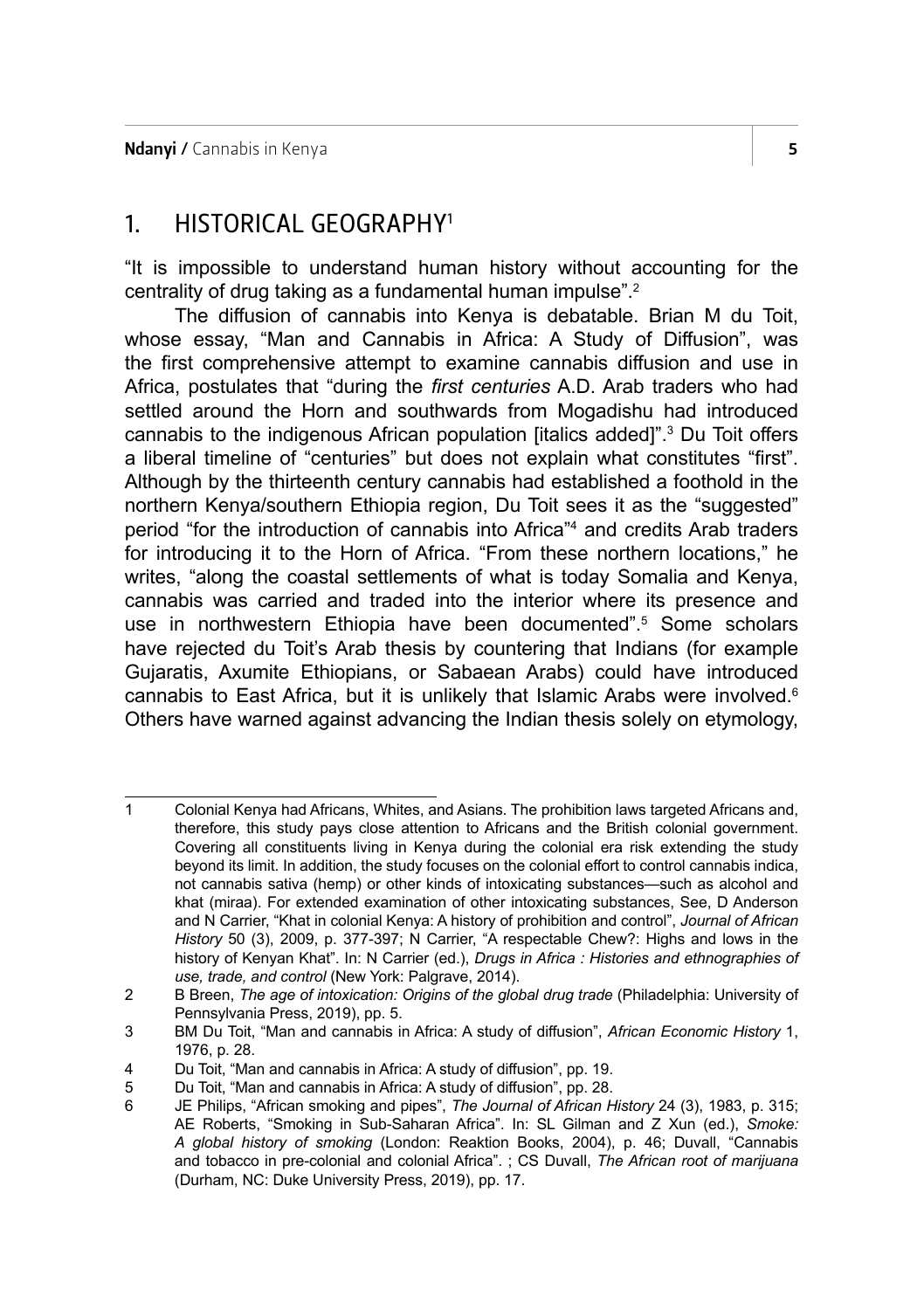## 1. HISTORICAL GEOGRAPHY[1]

"It is impossible to understand human history without accounting for the centrality of drug taking as a fundamental human impulse".[2]

The diffusion of cannabis into Kenya is debatable. Brian M du Toit, whose essay, "Man and Cannabis in Africa: A Study of Diffusion", was the first comprehensive attempt to examine cannabis diffusion and use in Africa, postulates that "during the *first centuries* A.D. Arab traders who had settled around the Horn and southwards from Mogadishu had introduced cannabis to the indigenous African population [italics added]".[3] Du Toit offers a liberal timeline of "centuries" but does not explain what constitutes "first". Although by the thirteenth century cannabis had established a foothold in the northern Kenya/southern Ethiopia region, Du Toit sees it as the "suggested" period "for the introduction of cannabis into Africa"[4] and credits Arab traders for introducing it to the Horn of Africa. "From these northern locations," he writes, "along the coastal settlements of what is today Somalia and Kenya, cannabis was carried and traded into the interior where its presence and use in northwestern Ethiopia have been documented".[5] Some scholars have rejected du Toit's Arab thesis by countering that Indians (for example Gujaratis, Axumite Ethiopians, or Sabaean Arabs) could have introduced cannabis to East Africa, but it is unlikely that Islamic Arabs were involved.[6] Others have warned against advancing the Indian thesis solely on etymology,

---

1 Colonial Kenya had Africans, Whites, and Asians. The prohibition laws targeted Africans and, therefore, this study pays close attention to Africans and the British colonial government. Covering all constituents living in Kenya during the colonial era risk extending the study beyond its limit. In addition, the study focuses on the colonial effort to control cannabis indica, not cannabis sativa (hemp) or other kinds of intoxicating substances—such as alcohol and khat (miraa). For extended examination of other intoxicating substances, See, D Anderson and N Carrier, "Khat in colonial Kenya: A history of prohibition and control", *Journal of African History* 50 (3), 2009, p. 377-397; N Carrier, "A respectable Chew?: Highs and lows in the history of Kenyan Khat". In: N Carrier (ed.), *Drugs in Africa : Histories and ethnographies of use, trade, and control* (New York: Palgrave, 2014).

2 B Breen, *The age of intoxication: Origins of the global drug trade* (Philadelphia: University of Pennsylvania Press, 2019), pp. 5.

3 BM Du Toit, "Man and cannabis in Africa: A study of diffusion", *African Economic History* 1, 1976, p. 28.

4 Du Toit, "Man and cannabis in Africa: A study of diffusion", pp. 19.

5 Du Toit, "Man and cannabis in Africa: A study of diffusion", pp. 28.

6 JE Philips, "African smoking and pipes", *The Journal of African History* 24 (3), 1983, p. 315; AE Roberts, "Smoking in Sub-Saharan Africa". In: SL Gilman and Z Xun (ed.), *Smoke: A global history of smoking* (London: Reaktion Books, 2004), p. 46; Duvall, "Cannabis and tobacco in pre-colonial and colonial Africa". ; CS Duvall, *The African root of marijuana* (Durham, NC: Duke University Press, 2019), pp. 17.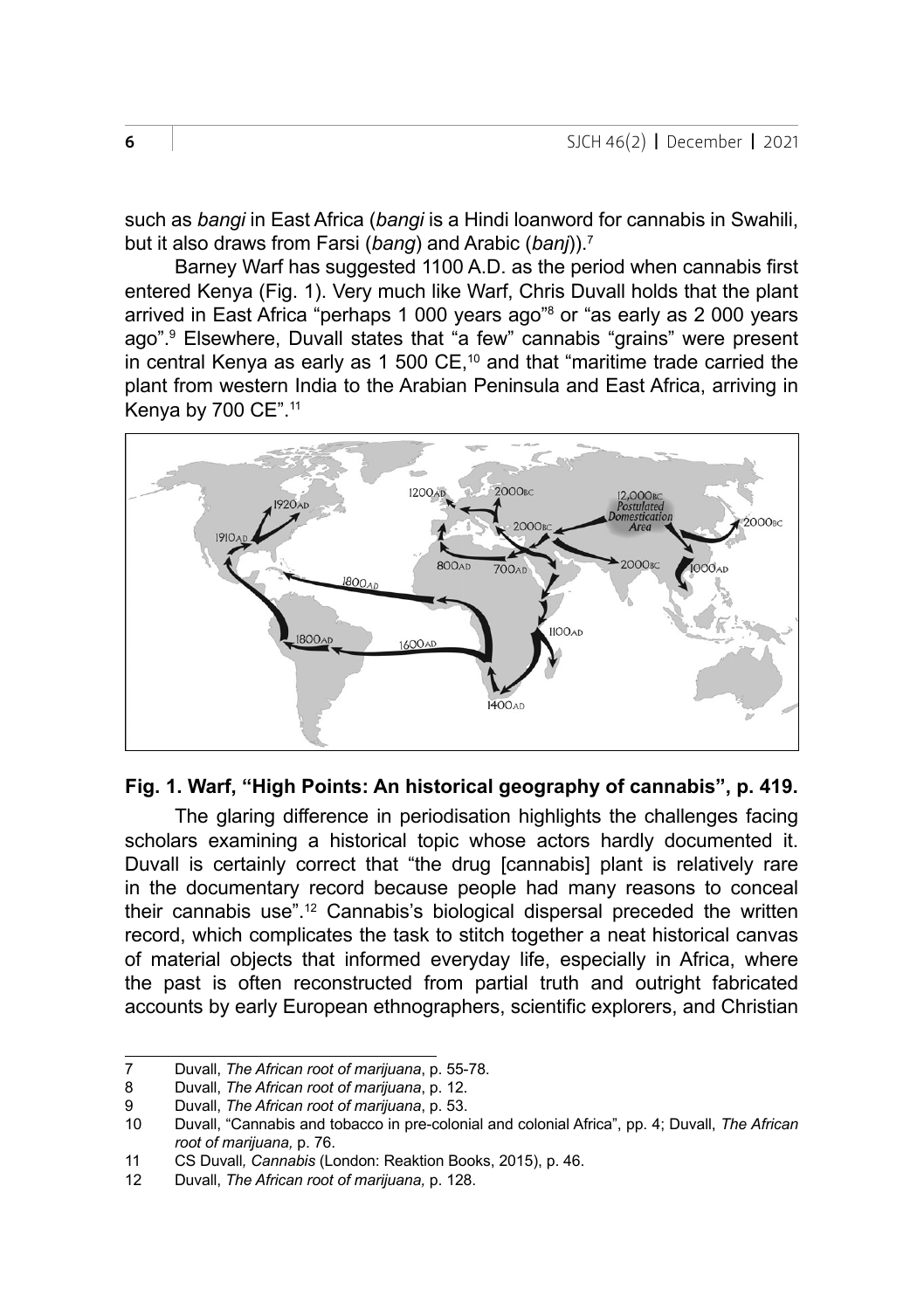such as *bangi* in East Africa (*bangi* is a Hindi loanword for cannabis in Swahili, but it also draws from Farsi (*bang*) and Arabic (*banj*)).[7]

Barney Warf has suggested 1100 A.D. as the period when cannabis first entered Kenya (Fig. 1). Very much like Warf, Chris Duvall holds that the plant arrived in East Africa "perhaps 1 000 years ago"[8] or "as early as 2 000 years ago".[9] Elsewhere, Duvall states that "a few" cannabis "grains" were present in central Kenya as early as 1 500 CE,[10] and that "maritime trade carried the plant from western India to the Arabian Peninsula and East Africa, arriving in Kenya by 700 CE".[11]

**Fig. 1. Warf, "High Points: An historical geography of cannabis", p. 419.**

The glaring difference in periodisation highlights the challenges facing scholars examining a historical topic whose actors hardly documented it. Duvall is certainly correct that "the drug [cannabis] plant is relatively rare in the documentary record because people had many reasons to conceal their cannabis use".[12] Cannabis's biological dispersal preceded the written record, which complicates the task to stitch together a neat historical canvas of material objects that informed everyday life, especially in Africa, where the past is often reconstructed from partial truth and outright fabricated accounts by early European ethnographers, scientific explorers, and Christian

---

7 Duvall, *The African root of marijuana*, p. 55-78.

8 Duvall, *The African root of marijuana*, p. 12.

9 Duvall, *The African root of marijuana*, p. 53.

10 Duvall, "Cannabis and tobacco in pre-colonial and colonial Africa", pp. 4; Duvall, *The African root of marijuana,* p. 76.

11 CS Duvall*, Cannabis* (London: Reaktion Books, 2015), p. 46.

12 Duvall, *The African root of marijuana,* p. 128.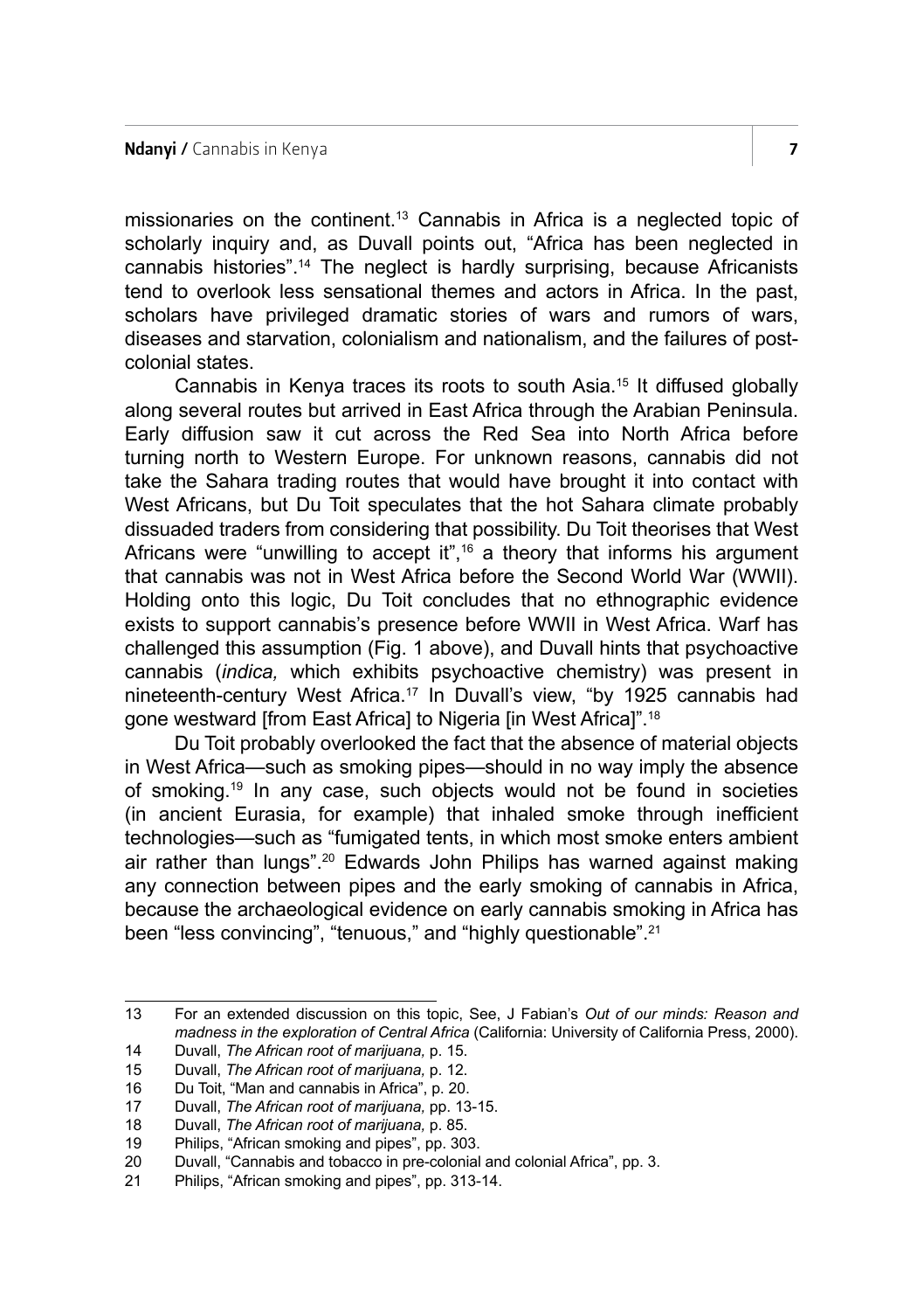missionaries on the continent.[13] Cannabis in Africa is a neglected topic of scholarly inquiry and, as Duvall points out, "Africa has been neglected in cannabis histories".[14] The neglect is hardly surprising, because Africanists tend to overlook less sensational themes and actors in Africa. In the past, scholars have privileged dramatic stories of wars and rumors of wars, diseases and starvation, colonialism and nationalism, and the failures of post-colonial states.

Cannabis in Kenya traces its roots to south Asia.[15] It diffused globally along several routes but arrived in East Africa through the Arabian Peninsula. Early diffusion saw it cut across the Red Sea into North Africa before turning north to Western Europe. For unknown reasons, cannabis did not take the Sahara trading routes that would have brought it into contact with West Africans, but Du Toit speculates that the hot Sahara climate probably dissuaded traders from considering that possibility. Du Toit theorises that West Africans were "unwilling to accept it",[16] a theory that informs his argument that cannabis was not in West Africa before the Second World War (WWII). Holding onto this logic, Du Toit concludes that no ethnographic evidence exists to support cannabis's presence before WWII in West Africa. Warf has challenged this assumption (Fig. 1 above), and Duvall hints that psychoactive cannabis (*indica,* which exhibits psychoactive chemistry) was present in nineteenth-century West Africa.[17] In Duvall's view, "by 1925 cannabis had gone westward [from East Africa] to Nigeria [in West Africa]".[18]

Du Toit probably overlooked the fact that the absence of material objects in West Africa—such as smoking pipes—should in no way imply the absence of smoking.[19] In any case, such objects would not be found in societies (in ancient Eurasia, for example) that inhaled smoke through inefficient technologies—such as "fumigated tents, in which most smoke enters ambient air rather than lungs".[20] Edwards John Philips has warned against making any connection between pipes and the early smoking of cannabis in Africa, because the archaeological evidence on early cannabis smoking in Africa has been "less convincing", "tenuous," and "highly questionable".[21]

---

13 For an extended discussion on this topic, See, J Fabian's *Out of our minds: Reason and madness in the exploration of Central Africa* (California: University of California Press, 2000).

14 Duvall, *The African root of marijuana,* p. 15.

15 Duvall, *The African root of marijuana,* p. 12.

16 Du Toit, "Man and cannabis in Africa", p. 20.

17 Duvall, *The African root of marijuana,* pp. 13-15.

18 Duvall, *The African root of marijuana,* p. 85.

19 Philips, "African smoking and pipes", pp. 303.

20 Duvall, "Cannabis and tobacco in pre-colonial and colonial Africa", pp. 3.

21 Philips, "African smoking and pipes", pp. 313-14.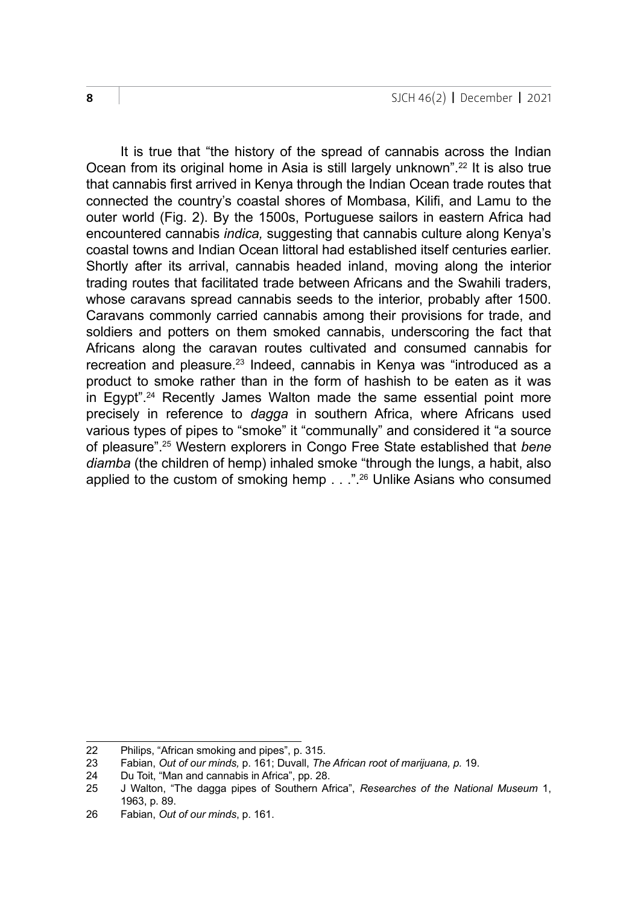It is true that "the history of the spread of cannabis across the Indian Ocean from its original home in Asia is still largely unknown".[22] It is also true that cannabis first arrived in Kenya through the Indian Ocean trade routes that connected the country's coastal shores of Mombasa, Kilifi, and Lamu to the outer world (Fig. 2). By the 1500s, Portuguese sailors in eastern Africa had encountered cannabis *indica,* suggesting that cannabis culture along Kenya's coastal towns and Indian Ocean littoral had established itself centuries earlier. Shortly after its arrival, cannabis headed inland, moving along the interior trading routes that facilitated trade between Africans and the Swahili traders, whose caravans spread cannabis seeds to the interior, probably after 1500. Caravans commonly carried cannabis among their provisions for trade, and soldiers and potters on them smoked cannabis, underscoring the fact that Africans along the caravan routes cultivated and consumed cannabis for recreation and pleasure.[23] Indeed, cannabis in Kenya was "introduced as a product to smoke rather than in the form of hashish to be eaten as it was in Egypt".[24] Recently James Walton made the same essential point more precisely in reference to *dagga* in southern Africa, where Africans used various types of pipes to "smoke" it "communally" and considered it "a source of pleasure".[25] Western explorers in Congo Free State established that *bene diamba* (the children of hemp) inhaled smoke "through the lungs, a habit, also applied to the custom of smoking hemp . . .".[26] Unlike Asians who consumed

---

22 Philips, "African smoking and pipes", p. 315.

23 Fabian, *Out of our minds,* p. 161; Duvall, *The African root of marijuana, p.* 19.

24 Du Toit, "Man and cannabis in Africa", pp. 28.

25 J Walton, "The dagga pipes of Southern Africa", *Researches of the National Museum* 1, 1963, p. 89.

26 Fabian, *Out of our minds*, p. 161.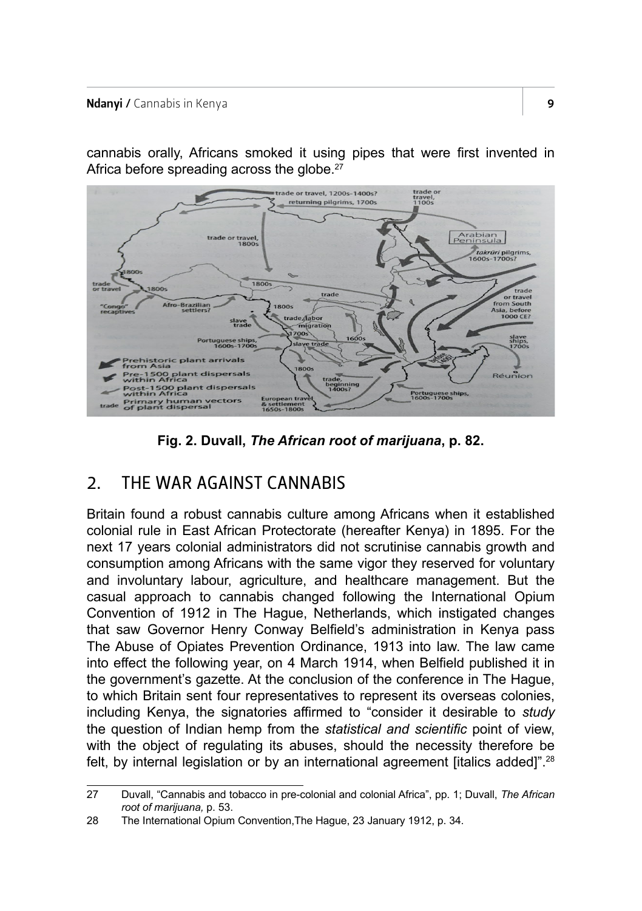cannabis orally, Africans smoked it using pipes that were first invented in Africa before spreading across the globe.[27]

**Fig. 2. Duvall, *The African root of marijuana*, p. 82.**

## 2. THE WAR AGAINST CANNABIS

Britain found a robust cannabis culture among Africans when it established colonial rule in East African Protectorate (hereafter Kenya) in 1895. For the next 17 years colonial administrators did not scrutinise cannabis growth and consumption among Africans with the same vigor they reserved for voluntary and involuntary labour, agriculture, and healthcare management. But the casual approach to cannabis changed following the International Opium Convention of 1912 in The Hague, Netherlands, which instigated changes that saw Governor Henry Conway Belfield's administration in Kenya pass The Abuse of Opiates Prevention Ordinance, 1913 into law. The law came into effect the following year, on 4 March 1914, when Belfield published it in the government's gazette. At the conclusion of the conference in The Hague, to which Britain sent four representatives to represent its overseas colonies, including Kenya, the signatories affirmed to "consider it desirable to *study* the question of Indian hemp from the *statistical and scientific* point of view, with the object of regulating its abuses, should the necessity therefore be felt, by internal legislation or by an international agreement [italics added]".[28]

---

27 Duvall, "Cannabis and tobacco in pre-colonial and colonial Africa", pp. 1; Duvall, *The African root of marijuana,* p. 53.

28 The International Opium Convention,The Hague, 23 January 1912, p. 34.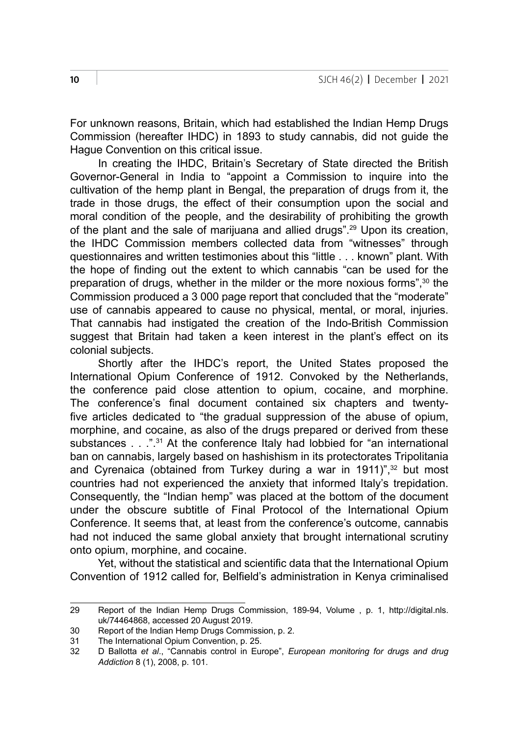For unknown reasons, Britain, which had established the Indian Hemp Drugs Commission (hereafter IHDC) in 1893 to study cannabis, did not guide the Hague Convention on this critical issue.

In creating the IHDC, Britain's Secretary of State directed the British Governor-General in India to "appoint a Commission to inquire into the cultivation of the hemp plant in Bengal, the preparation of drugs from it, the trade in those drugs, the effect of their consumption upon the social and moral condition of the people, and the desirability of prohibiting the growth of the plant and the sale of marijuana and allied drugs".[29] Upon its creation, the IHDC Commission members collected data from "witnesses" through questionnaires and written testimonies about this "little . . . known" plant. With the hope of finding out the extent to which cannabis "can be used for the preparation of drugs, whether in the milder or the more noxious forms",[30] the Commission produced a 3 000 page report that concluded that the "moderate" use of cannabis appeared to cause no physical, mental, or moral, injuries. That cannabis had instigated the creation of the Indo-British Commission suggest that Britain had taken a keen interest in the plant's effect on its colonial subjects.

Shortly after the IHDC's report, the United States proposed the International Opium Conference of 1912. Convoked by the Netherlands, the conference paid close attention to opium, cocaine, and morphine. The conference's final document contained six chapters and twenty-five articles dedicated to "the gradual suppression of the abuse of opium, morphine, and cocaine, as also of the drugs prepared or derived from these substances . . .".[31] At the conference Italy had lobbied for "an international ban on cannabis, largely based on hashishism in its protectorates Tripolitania and Cyrenaica (obtained from Turkey during a war in 1911)",[32] but most countries had not experienced the anxiety that informed Italy's trepidation. Consequently, the "Indian hemp" was placed at the bottom of the document under the obscure subtitle of Final Protocol of the International Opium Conference. It seems that, at least from the conference's outcome, cannabis had not induced the same global anxiety that brought international scrutiny onto opium, morphine, and cocaine.

Yet, without the statistical and scientific data that the International Opium Convention of 1912 called for, Belfield's administration in Kenya criminalised

---

29 Report of the Indian Hemp Drugs Commission, 189-94, Volume , p. 1, http://digital.nls.uk/74464868, accessed 20 August 2019.

30 Report of the Indian Hemp Drugs Commission, p. 2.

31 The International Opium Convention, p. 25.

32 D Ballotta *et al*., "Cannabis control in Europe", *European monitoring for drugs and drug Addiction* 8 (1), 2008, p. 101.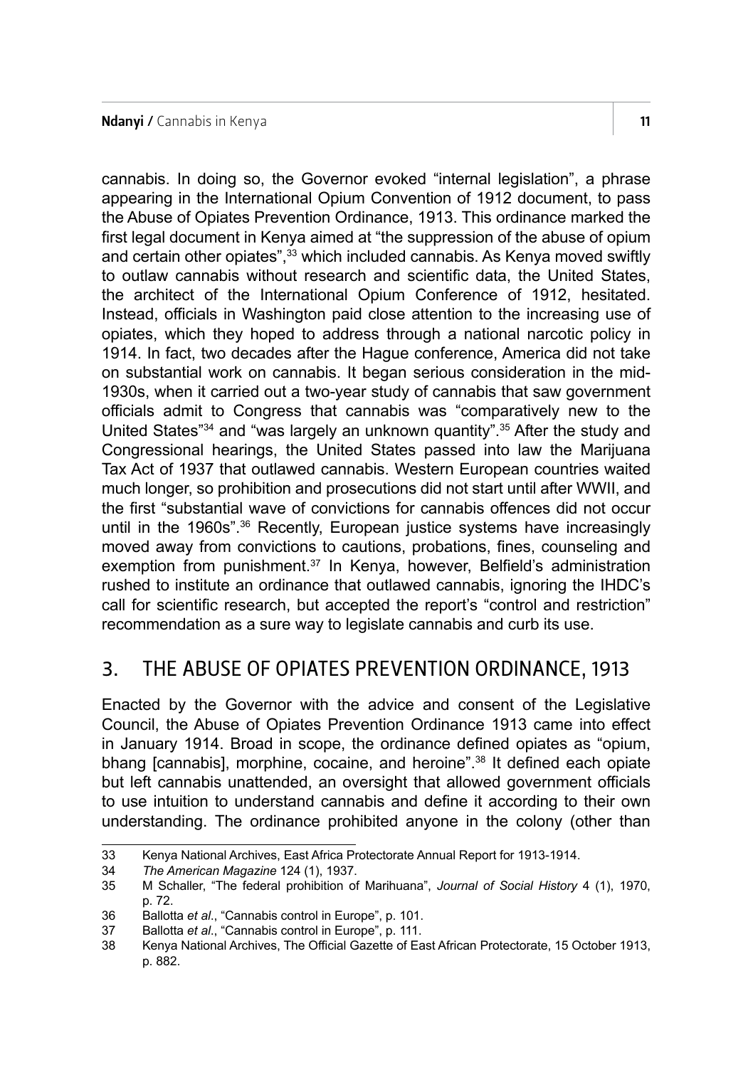cannabis. In doing so, the Governor evoked "internal legislation", a phrase appearing in the International Opium Convention of 1912 document, to pass the Abuse of Opiates Prevention Ordinance, 1913. This ordinance marked the first legal document in Kenya aimed at "the suppression of the abuse of opium and certain other opiates",[33] which included cannabis. As Kenya moved swiftly to outlaw cannabis without research and scientific data, the United States, the architect of the International Opium Conference of 1912, hesitated. Instead, officials in Washington paid close attention to the increasing use of opiates, which they hoped to address through a national narcotic policy in 1914. In fact, two decades after the Hague conference, America did not take on substantial work on cannabis. It began serious consideration in the mid-1930s, when it carried out a two-year study of cannabis that saw government officials admit to Congress that cannabis was "comparatively new to the United States"[34] and "was largely an unknown quantity".[35] After the study and Congressional hearings, the United States passed into law the Marijuana Tax Act of 1937 that outlawed cannabis. Western European countries waited much longer, so prohibition and prosecutions did not start until after WWII, and the first "substantial wave of convictions for cannabis offences did not occur until in the 1960s".[36] Recently, European justice systems have increasingly moved away from convictions to cautions, probations, fines, counseling and exemption from punishment.[37] In Kenya, however, Belfield's administration rushed to institute an ordinance that outlawed cannabis, ignoring the IHDC's call for scientific research, but accepted the report's "control and restriction" recommendation as a sure way to legislate cannabis and curb its use.

## 3. THE ABUSE OF OPIATES PREVENTION ORDINANCE, 1913

Enacted by the Governor with the advice and consent of the Legislative Council, the Abuse of Opiates Prevention Ordinance 1913 came into effect in January 1914. Broad in scope, the ordinance defined opiates as "opium, bhang [cannabis], morphine, cocaine, and heroine".[38] It defined each opiate but left cannabis unattended, an oversight that allowed government officials to use intuition to understand cannabis and define it according to their own understanding. The ordinance prohibited anyone in the colony (other than

---

33 Kenya National Archives, East Africa Protectorate Annual Report for 1913-1914.

34 *The American Magazine* 124 (1), 1937.

35 M Schaller, "The federal prohibition of Marihuana", *Journal of Social History* 4 (1), 1970, p. 72.

36 Ballotta *et al*., "Cannabis control in Europe", p. 101.

37 Ballotta *et al*., "Cannabis control in Europe", p. 111.

38 Kenya National Archives, The Official Gazette of East African Protectorate, 15 October 1913, p. 882.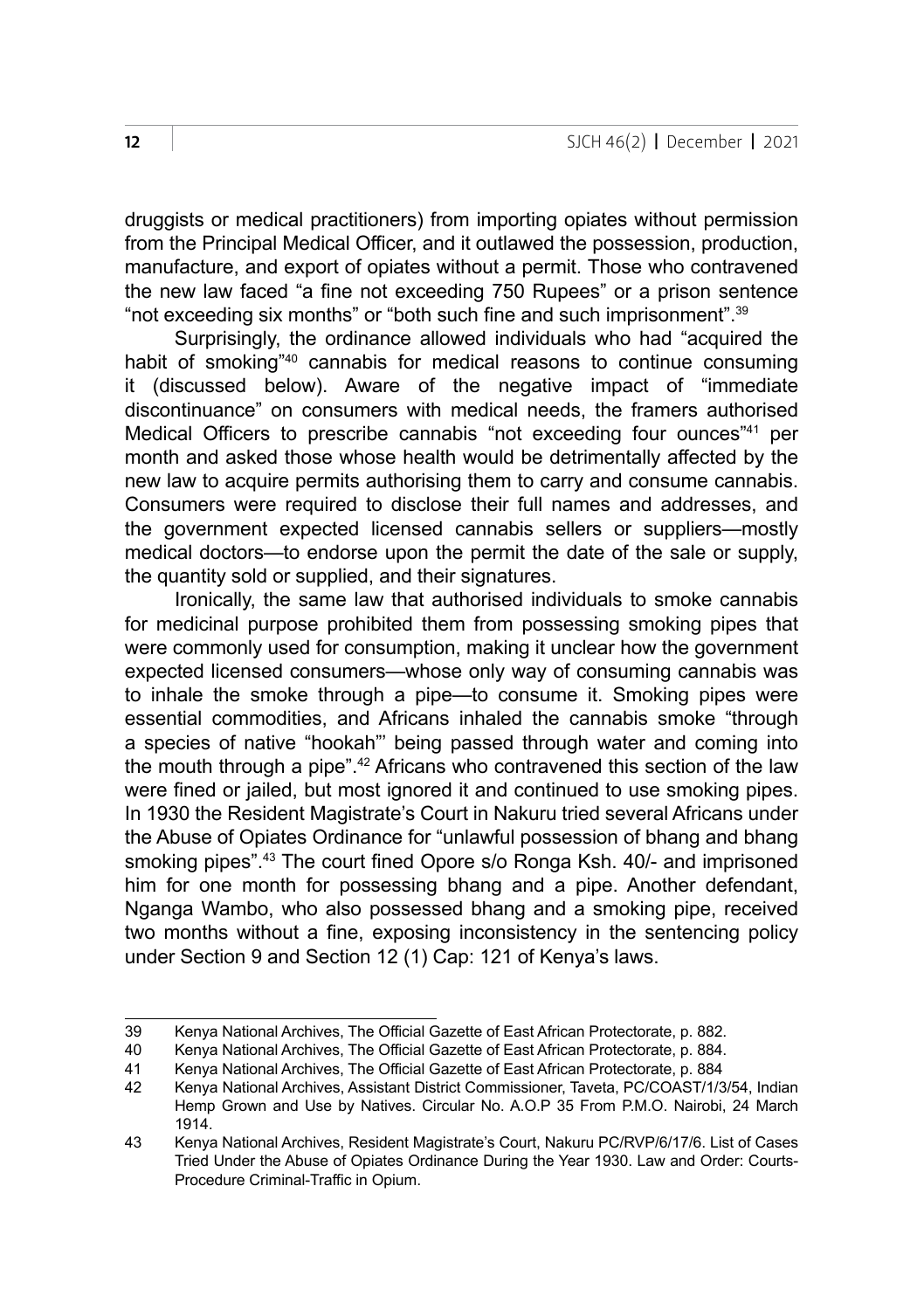druggists or medical practitioners) from importing opiates without permission from the Principal Medical Officer, and it outlawed the possession, production, manufacture, and export of opiates without a permit. Those who contravened the new law faced "a fine not exceeding 750 Rupees" or a prison sentence "not exceeding six months" or "both such fine and such imprisonment".[39]

Surprisingly, the ordinance allowed individuals who had "acquired the habit of smoking"[40] cannabis for medical reasons to continue consuming it (discussed below). Aware of the negative impact of "immediate discontinuance" on consumers with medical needs, the framers authorised Medical Officers to prescribe cannabis "not exceeding four ounces"[41] per month and asked those whose health would be detrimentally affected by the new law to acquire permits authorising them to carry and consume cannabis. Consumers were required to disclose their full names and addresses, and the government expected licensed cannabis sellers or suppliers—mostly medical doctors—to endorse upon the permit the date of the sale or supply, the quantity sold or supplied, and their signatures.

Ironically, the same law that authorised individuals to smoke cannabis for medicinal purpose prohibited them from possessing smoking pipes that were commonly used for consumption, making it unclear how the government expected licensed consumers—whose only way of consuming cannabis was to inhale the smoke through a pipe—to consume it. Smoking pipes were essential commodities, and Africans inhaled the cannabis smoke "through a species of native "hookah"' being passed through water and coming into the mouth through a pipe".[42] Africans who contravened this section of the law were fined or jailed, but most ignored it and continued to use smoking pipes. In 1930 the Resident Magistrate's Court in Nakuru tried several Africans under the Abuse of Opiates Ordinance for "unlawful possession of bhang and bhang smoking pipes".[43] The court fined Opore s/o Ronga Ksh. 40/- and imprisoned him for one month for possessing bhang and a pipe. Another defendant, Nganga Wambo, who also possessed bhang and a smoking pipe, received two months without a fine, exposing inconsistency in the sentencing policy under Section 9 and Section 12 (1) Cap: 121 of Kenya's laws.

---

39 Kenya National Archives, The Official Gazette of East African Protectorate, p. 882.

40 Kenya National Archives, The Official Gazette of East African Protectorate, p. 884.

41 Kenya National Archives, The Official Gazette of East African Protectorate, p. 884

42 Kenya National Archives, Assistant District Commissioner, Taveta, PC/COAST/1/3/54, Indian Hemp Grown and Use by Natives. Circular No. A.O.P 35 From P.M.O. Nairobi, 24 March 1914.

43 Kenya National Archives, Resident Magistrate's Court, Nakuru PC/RVP/6/17/6. List of Cases Tried Under the Abuse of Opiates Ordinance During the Year 1930. Law and Order: Courts-Procedure Criminal-Traffic in Opium.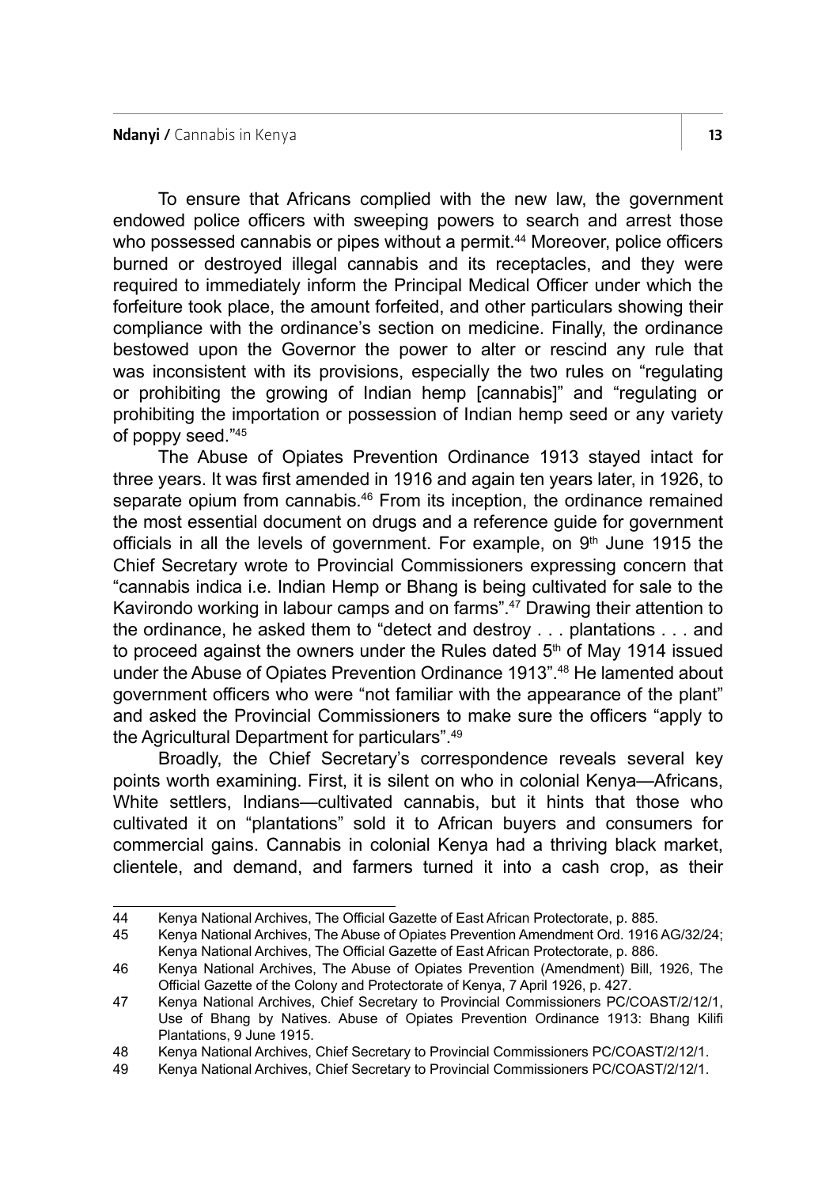To ensure that Africans complied with the new law, the government endowed police officers with sweeping powers to search and arrest those who possessed cannabis or pipes without a permit.[44] Moreover, police officers burned or destroyed illegal cannabis and its receptacles, and they were required to immediately inform the Principal Medical Officer under which the forfeiture took place, the amount forfeited, and other particulars showing their compliance with the ordinance's section on medicine. Finally, the ordinance bestowed upon the Governor the power to alter or rescind any rule that was inconsistent with its provisions, especially the two rules on "regulating or prohibiting the growing of Indian hemp [cannabis]" and "regulating or prohibiting the importation or possession of Indian hemp seed or any variety of poppy seed."[45]

The Abuse of Opiates Prevention Ordinance 1913 stayed intact for three years. It was first amended in 1916 and again ten years later, in 1926, to separate opium from cannabis.[46] From its inception, the ordinance remained the most essential document on drugs and a reference guide for government officials in all the levels of government. For example, on 9th June 1915 the Chief Secretary wrote to Provincial Commissioners expressing concern that "cannabis indica i.e. Indian Hemp or Bhang is being cultivated for sale to the Kavirondo working in labour camps and on farms".[47] Drawing their attention to the ordinance, he asked them to "detect and destroy . . . plantations . . . and to proceed against the owners under the Rules dated 5th of May 1914 issued under the Abuse of Opiates Prevention Ordinance 1913".[48] He lamented about government officers who were "not familiar with the appearance of the plant" and asked the Provincial Commissioners to make sure the officers "apply to the Agricultural Department for particulars".[49]

Broadly, the Chief Secretary's correspondence reveals several key points worth examining. First, it is silent on who in colonial Kenya—Africans, White settlers, Indians—cultivated cannabis, but it hints that those who cultivated it on "plantations" sold it to African buyers and consumers for commercial gains. Cannabis in colonial Kenya had a thriving black market, clientele, and demand, and farmers turned it into a cash crop, as their

---

44 Kenya National Archives, The Official Gazette of East African Protectorate, p. 885.

45 Kenya National Archives, The Abuse of Opiates Prevention Amendment Ord. 1916 AG/32/24; Kenya National Archives, The Official Gazette of East African Protectorate, p. 886.

46 Kenya National Archives, The Abuse of Opiates Prevention (Amendment) Bill, 1926, The Official Gazette of the Colony and Protectorate of Kenya, 7 April 1926, p. 427.

47 Kenya National Archives, Chief Secretary to Provincial Commissioners PC/COAST/2/12/1, Use of Bhang by Natives. Abuse of Opiates Prevention Ordinance 1913: Bhang Kilifi Plantations, 9 June 1915.

48 Kenya National Archives, Chief Secretary to Provincial Commissioners PC/COAST/2/12/1.

49 Kenya National Archives, Chief Secretary to Provincial Commissioners PC/COAST/2/12/1.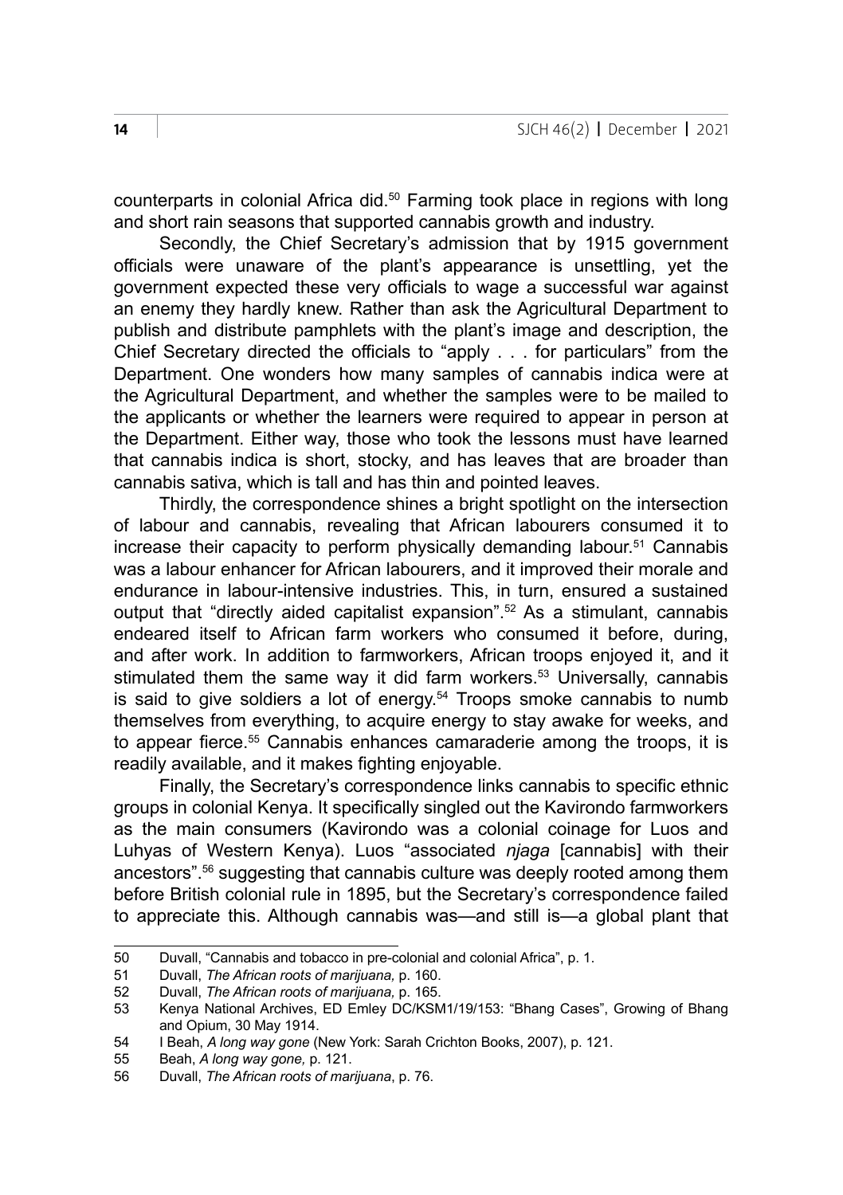counterparts in colonial Africa did.[50] Farming took place in regions with long and short rain seasons that supported cannabis growth and industry.

Secondly, the Chief Secretary's admission that by 1915 government officials were unaware of the plant's appearance is unsettling, yet the government expected these very officials to wage a successful war against an enemy they hardly knew. Rather than ask the Agricultural Department to publish and distribute pamphlets with the plant's image and description, the Chief Secretary directed the officials to "apply . . . for particulars" from the Department. One wonders how many samples of cannabis indica were at the Agricultural Department, and whether the samples were to be mailed to the applicants or whether the learners were required to appear in person at the Department. Either way, those who took the lessons must have learned that cannabis indica is short, stocky, and has leaves that are broader than cannabis sativa, which is tall and has thin and pointed leaves.

Thirdly, the correspondence shines a bright spotlight on the intersection of labour and cannabis, revealing that African labourers consumed it to increase their capacity to perform physically demanding labour.[51] Cannabis was a labour enhancer for African labourers, and it improved their morale and endurance in labour-intensive industries. This, in turn, ensured a sustained output that "directly aided capitalist expansion".[52] As a stimulant, cannabis endeared itself to African farm workers who consumed it before, during, and after work. In addition to farmworkers, African troops enjoyed it, and it stimulated them the same way it did farm workers.[53] Universally, cannabis is said to give soldiers a lot of energy.[54] Troops smoke cannabis to numb themselves from everything, to acquire energy to stay awake for weeks, and to appear fierce.[55] Cannabis enhances camaraderie among the troops, it is readily available, and it makes fighting enjoyable.

Finally, the Secretary's correspondence links cannabis to specific ethnic groups in colonial Kenya. It specifically singled out the Kavirondo farmworkers as the main consumers (Kavirondo was a colonial coinage for Luos and Luhyas of Western Kenya). Luos "associated *njaga* [cannabis] with their ancestors".[56] suggesting that cannabis culture was deeply rooted among them before British colonial rule in 1895, but the Secretary's correspondence failed to appreciate this. Although cannabis was—and still is—a global plant that

---

50 Duvall, "Cannabis and tobacco in pre-colonial and colonial Africa", p. 1.

51 Duvall, *The African roots of marijuana,* p. 160.

52 Duvall, *The African roots of marijuana,* p. 165.

53 Kenya National Archives, ED Emley DC/KSM1/19/153: "Bhang Cases", Growing of Bhang and Opium, 30 May 1914.

54 I Beah, *A long way gone* (New York: Sarah Crichton Books, 2007), p. 121.

55 Beah, *A long way gone,* p. 121.

56 Duvall, *The African roots of marijuana*, p. 76.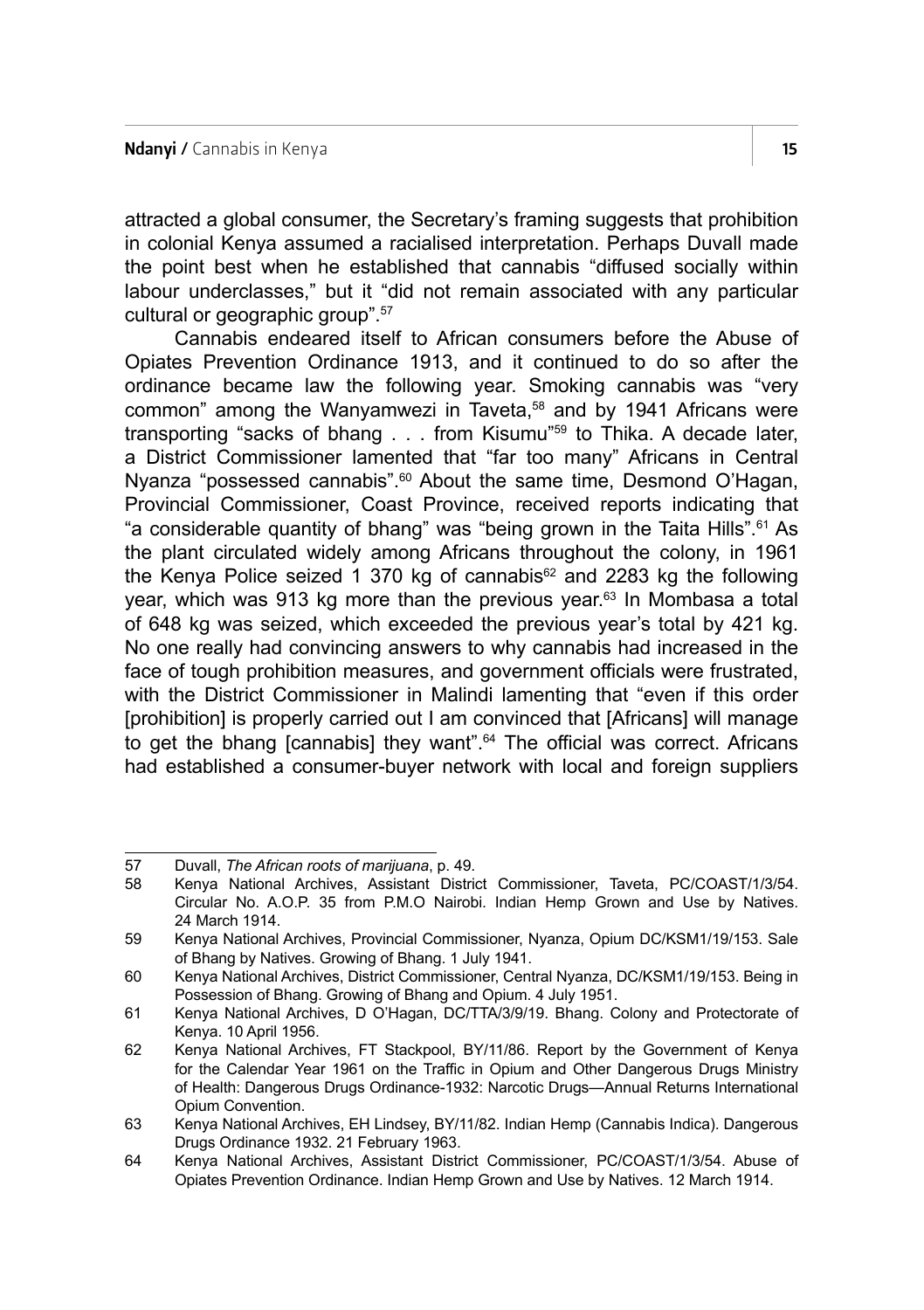attracted a global consumer, the Secretary's framing suggests that prohibition in colonial Kenya assumed a racialised interpretation. Perhaps Duvall made the point best when he established that cannabis "diffused socially within labour underclasses," but it "did not remain associated with any particular cultural or geographic group".[57]

Cannabis endeared itself to African consumers before the Abuse of Opiates Prevention Ordinance 1913, and it continued to do so after the ordinance became law the following year. Smoking cannabis was "very common" among the Wanyamwezi in Taveta,[58] and by 1941 Africans were transporting "sacks of bhang . . . from Kisumu"[59] to Thika. A decade later, a District Commissioner lamented that "far too many" Africans in Central Nyanza "possessed cannabis".[60] About the same time, Desmond O'Hagan, Provincial Commissioner, Coast Province, received reports indicating that "a considerable quantity of bhang" was "being grown in the Taita Hills".[61] As the plant circulated widely among Africans throughout the colony, in 1961 the Kenya Police seized 1 370 kg of cannabis[62] and 2283 kg the following year, which was 913 kg more than the previous year.[63] In Mombasa a total of 648 kg was seized, which exceeded the previous year's total by 421 kg. No one really had convincing answers to why cannabis had increased in the face of tough prohibition measures, and government officials were frustrated, with the District Commissioner in Malindi lamenting that "even if this order [prohibition] is properly carried out I am convinced that [Africans] will manage to get the bhang [cannabis] they want".[64] The official was correct. Africans had established a consumer-buyer network with local and foreign suppliers

---

57 Duvall, *The African roots of marijuana*, p. 49.

58 Kenya National Archives, Assistant District Commissioner, Taveta, PC/COAST/1/3/54. Circular No. A.O.P. 35 from P.M.O Nairobi. Indian Hemp Grown and Use by Natives. 24 March 1914.

59 Kenya National Archives, Provincial Commissioner, Nyanza, Opium DC/KSM1/19/153. Sale of Bhang by Natives. Growing of Bhang. 1 July 1941.

60 Kenya National Archives, District Commissioner, Central Nyanza, DC/KSM1/19/153. Being in Possession of Bhang. Growing of Bhang and Opium. 4 July 1951.

61 Kenya National Archives, D O'Hagan, DC/TTA/3/9/19. Bhang. Colony and Protectorate of Kenya. 10 April 1956.

62 Kenya National Archives, FT Stackpool, BY/11/86. Report by the Government of Kenya for the Calendar Year 1961 on the Traffic in Opium and Other Dangerous Drugs Ministry of Health: Dangerous Drugs Ordinance-1932: Narcotic Drugs—Annual Returns International Opium Convention.

63 Kenya National Archives, EH Lindsey, BY/11/82. Indian Hemp (Cannabis Indica). Dangerous Drugs Ordinance 1932. 21 February 1963.

64 Kenya National Archives, Assistant District Commissioner, PC/COAST/1/3/54. Abuse of Opiates Prevention Ordinance. Indian Hemp Grown and Use by Natives. 12 March 1914.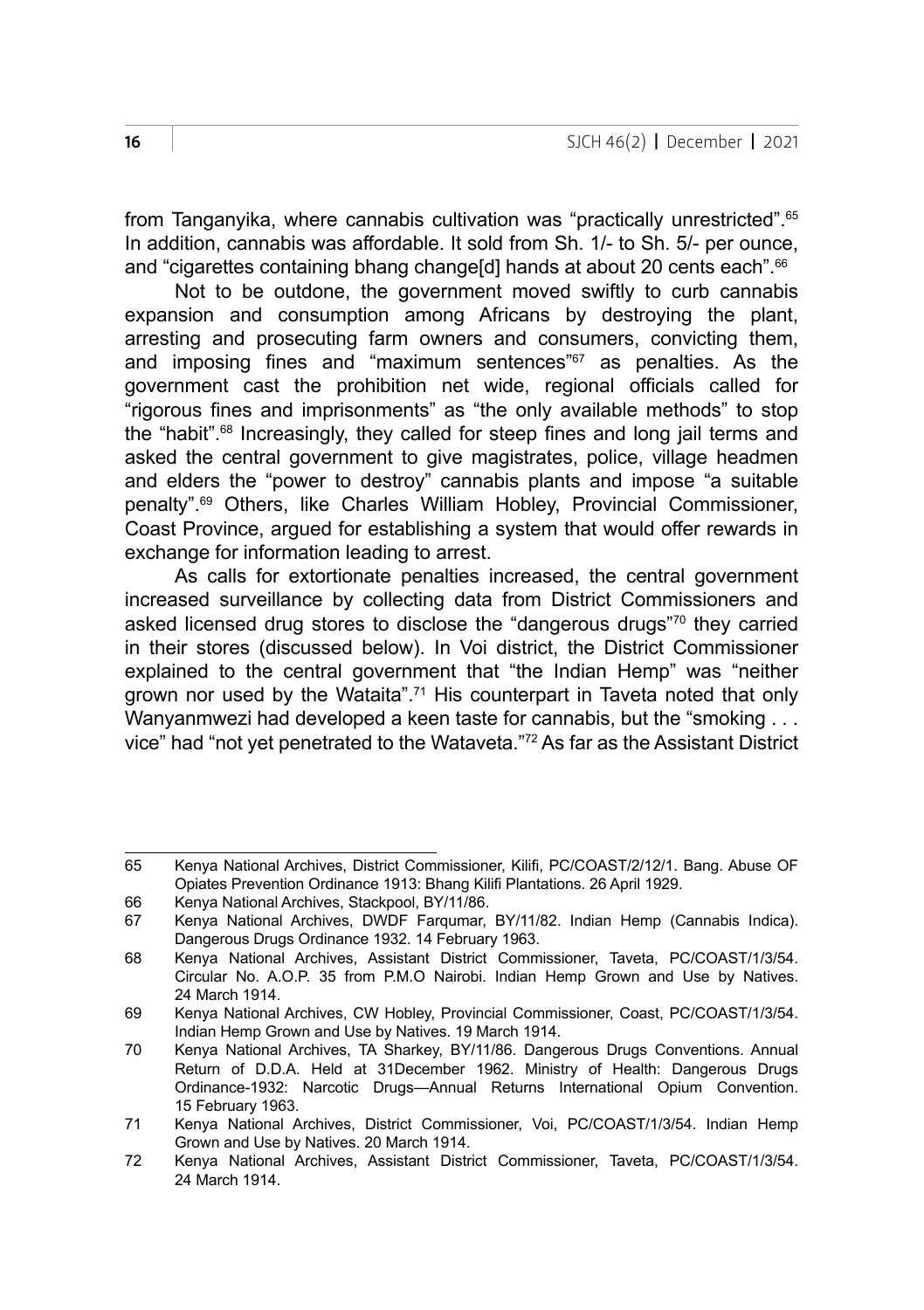from Tanganyika, where cannabis cultivation was "practically unrestricted".[65] In addition, cannabis was affordable. It sold from Sh. 1/- to Sh. 5/- per ounce, and "cigarettes containing bhang change[d] hands at about 20 cents each".[66]

Not to be outdone, the government moved swiftly to curb cannabis expansion and consumption among Africans by destroying the plant, arresting and prosecuting farm owners and consumers, convicting them, and imposing fines and "maximum sentences"[67] as penalties. As the government cast the prohibition net wide, regional officials called for "rigorous fines and imprisonments" as "the only available methods" to stop the "habit".[68] Increasingly, they called for steep fines and long jail terms and asked the central government to give magistrates, police, village headmen and elders the "power to destroy" cannabis plants and impose "a suitable penalty".[69] Others, like Charles William Hobley, Provincial Commissioner, Coast Province, argued for establishing a system that would offer rewards in exchange for information leading to arrest.

As calls for extortionate penalties increased, the central government increased surveillance by collecting data from District Commissioners and asked licensed drug stores to disclose the "dangerous drugs"[70] they carried in their stores (discussed below). In Voi district, the District Commissioner explained to the central government that "the Indian Hemp" was "neither grown nor used by the Wataita".[71] His counterpart in Taveta noted that only Wanyanmwezi had developed a keen taste for cannabis, but the "smoking . . . vice" had "not yet penetrated to the Wataveta."[72] As far as the Assistant District

---

65 Kenya National Archives, District Commissioner, Kilifi, PC/COAST/2/12/1. Bang. Abuse OF Opiates Prevention Ordinance 1913: Bhang Kilifi Plantations. 26 April 1929.

66 Kenya National Archives, Stackpool, BY/11/86.

67 Kenya National Archives, DWDF Farqumar, BY/11/82. Indian Hemp (Cannabis Indica). Dangerous Drugs Ordinance 1932. 14 February 1963.

68 Kenya National Archives, Assistant District Commissioner, Taveta, PC/COAST/1/3/54. Circular No. A.O.P. 35 from P.M.O Nairobi. Indian Hemp Grown and Use by Natives. 24 March 1914.

69 Kenya National Archives, CW Hobley, Provincial Commissioner, Coast, PC/COAST/1/3/54. Indian Hemp Grown and Use by Natives. 19 March 1914.

70 Kenya National Archives, TA Sharkey, BY/11/86. Dangerous Drugs Conventions. Annual Return of D.D.A. Held at 31December 1962. Ministry of Health: Dangerous Drugs Ordinance-1932: Narcotic Drugs—Annual Returns International Opium Convention. 15 February 1963.

71 Kenya National Archives, District Commissioner, Voi, PC/COAST/1/3/54. Indian Hemp Grown and Use by Natives. 20 March 1914.

72 Kenya National Archives, Assistant District Commissioner, Taveta, PC/COAST/1/3/54. 24 March 1914.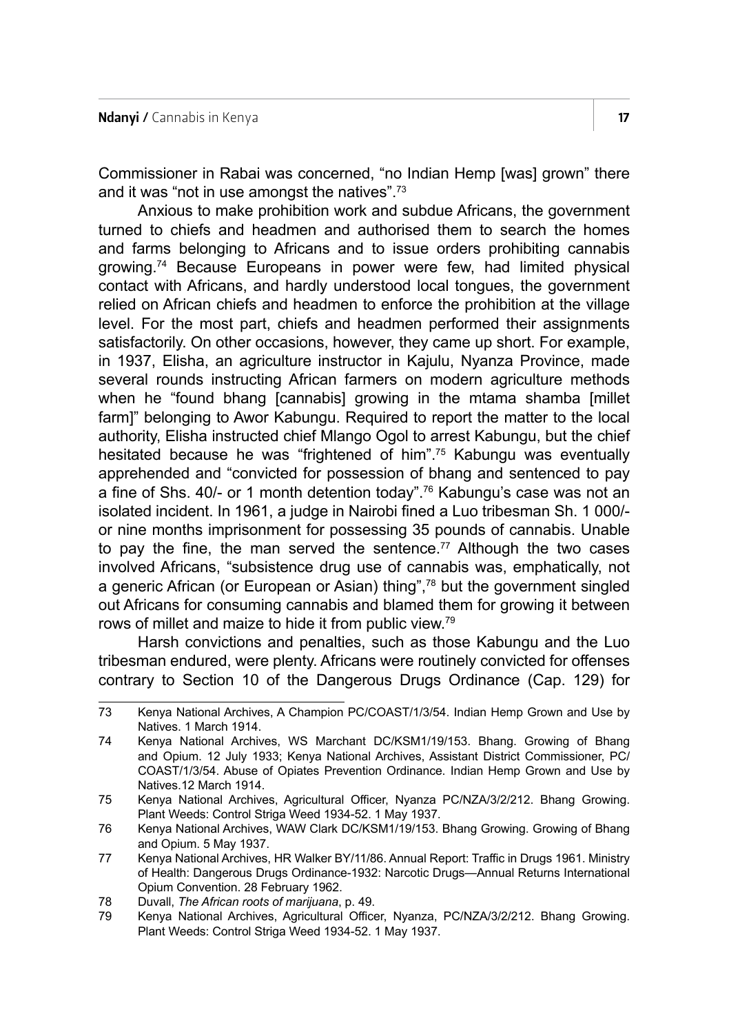Commissioner in Rabai was concerned, "no Indian Hemp [was] grown" there and it was "not in use amongst the natives".[73]

Anxious to make prohibition work and subdue Africans, the government turned to chiefs and headmen and authorised them to search the homes and farms belonging to Africans and to issue orders prohibiting cannabis growing.[74] Because Europeans in power were few, had limited physical contact with Africans, and hardly understood local tongues, the government relied on African chiefs and headmen to enforce the prohibition at the village level. For the most part, chiefs and headmen performed their assignments satisfactorily. On other occasions, however, they came up short. For example, in 1937, Elisha, an agriculture instructor in Kajulu, Nyanza Province, made several rounds instructing African farmers on modern agriculture methods when he "found bhang [cannabis] growing in the mtama shamba [millet farm]" belonging to Awor Kabungu. Required to report the matter to the local authority, Elisha instructed chief Mlango Ogol to arrest Kabungu, but the chief hesitated because he was "frightened of him".[75] Kabungu was eventually apprehended and "convicted for possession of bhang and sentenced to pay a fine of Shs. 40/- or 1 month detention today".[76] Kabungu's case was not an isolated incident. In 1961, a judge in Nairobi fined a Luo tribesman Sh. 1 000/- or nine months imprisonment for possessing 35 pounds of cannabis. Unable to pay the fine, the man served the sentence.[77] Although the two cases involved Africans, "subsistence drug use of cannabis was, emphatically, not a generic African (or European or Asian) thing",[78] but the government singled out Africans for consuming cannabis and blamed them for growing it between rows of millet and maize to hide it from public view.[79]

Harsh convictions and penalties, such as those Kabungu and the Luo tribesman endured, were plenty. Africans were routinely convicted for offenses contrary to Section 10 of the Dangerous Drugs Ordinance (Cap. 129) for

---

73 Kenya National Archives, A Champion PC/COAST/1/3/54. Indian Hemp Grown and Use by Natives. 1 March 1914.

74 Kenya National Archives, WS Marchant DC/KSM1/19/153. Bhang. Growing of Bhang and Opium. 12 July 1933; Kenya National Archives, Assistant District Commissioner, PC/COAST/1/3/54. Abuse of Opiates Prevention Ordinance. Indian Hemp Grown and Use by Natives.12 March 1914.

75 Kenya National Archives, Agricultural Officer, Nyanza PC/NZA/3/2/212. Bhang Growing. Plant Weeds: Control Striga Weed 1934-52. 1 May 1937.

76 Kenya National Archives, WAW Clark DC/KSM1/19/153. Bhang Growing. Growing of Bhang and Opium. 5 May 1937.

77 Kenya National Archives, HR Walker BY/11/86. Annual Report: Traffic in Drugs 1961. Ministry of Health: Dangerous Drugs Ordinance-1932: Narcotic Drugs—Annual Returns International Opium Convention. 28 February 1962.

78 Duvall, *The African roots of marijuana*, p. 49.

79 Kenya National Archives, Agricultural Officer, Nyanza, PC/NZA/3/2/212. Bhang Growing. Plant Weeds: Control Striga Weed 1934-52. 1 May 1937.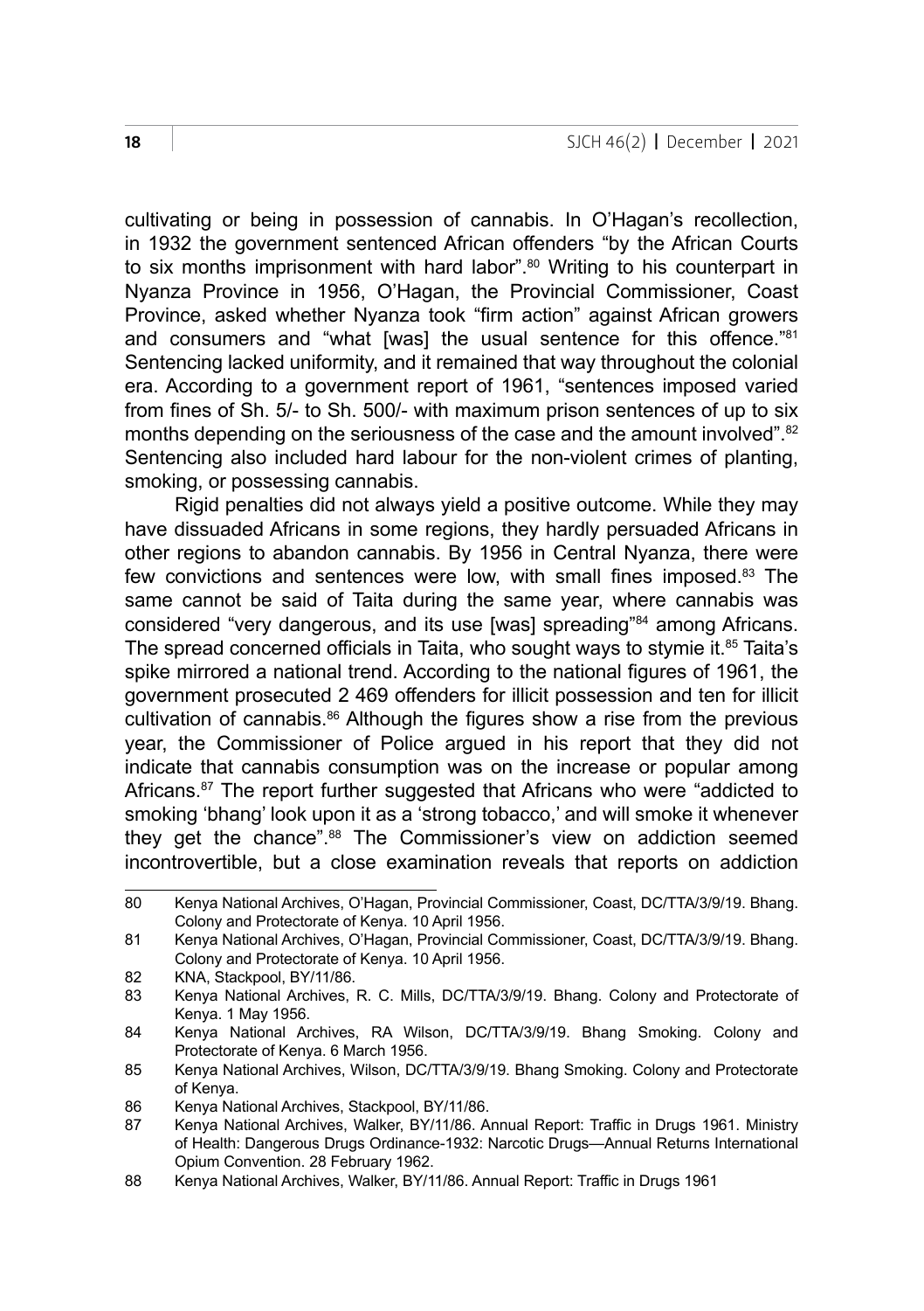cultivating or being in possession of cannabis. In O'Hagan's recollection, in 1932 the government sentenced African offenders "by the African Courts to six months imprisonment with hard labor".[80] Writing to his counterpart in Nyanza Province in 1956, O'Hagan, the Provincial Commissioner, Coast Province, asked whether Nyanza took "firm action" against African growers and consumers and "what [was] the usual sentence for this offence."[81] Sentencing lacked uniformity, and it remained that way throughout the colonial era. According to a government report of 1961, "sentences imposed varied from fines of Sh. 5/- to Sh. 500/- with maximum prison sentences of up to six months depending on the seriousness of the case and the amount involved".[82] Sentencing also included hard labour for the non-violent crimes of planting, smoking, or possessing cannabis.

Rigid penalties did not always yield a positive outcome. While they may have dissuaded Africans in some regions, they hardly persuaded Africans in other regions to abandon cannabis. By 1956 in Central Nyanza, there were few convictions and sentences were low, with small fines imposed.[83] The same cannot be said of Taita during the same year, where cannabis was considered "very dangerous, and its use [was] spreading"[84] among Africans. The spread concerned officials in Taita, who sought ways to stymie it.[85] Taita's spike mirrored a national trend. According to the national figures of 1961, the government prosecuted 2 469 offenders for illicit possession and ten for illicit cultivation of cannabis.[86] Although the figures show a rise from the previous year, the Commissioner of Police argued in his report that they did not indicate that cannabis consumption was on the increase or popular among Africans.[87] The report further suggested that Africans who were "addicted to smoking 'bhang' look upon it as a 'strong tobacco,' and will smoke it whenever they get the chance".[88] The Commissioner's view on addiction seemed incontrovertible, but a close examination reveals that reports on addiction

---

80 Kenya National Archives, O'Hagan, Provincial Commissioner, Coast, DC/TTA/3/9/19. Bhang. Colony and Protectorate of Kenya. 10 April 1956.

81 Kenya National Archives, O'Hagan, Provincial Commissioner, Coast, DC/TTA/3/9/19. Bhang. Colony and Protectorate of Kenya. 10 April 1956.

82 KNA, Stackpool, BY/11/86.

83 Kenya National Archives, R. C. Mills, DC/TTA/3/9/19. Bhang. Colony and Protectorate of Kenya. 1 May 1956.

84 Kenya National Archives, RA Wilson, DC/TTA/3/9/19. Bhang Smoking. Colony and Protectorate of Kenya. 6 March 1956.

85 Kenya National Archives, Wilson, DC/TTA/3/9/19. Bhang Smoking. Colony and Protectorate of Kenya.

86 Kenya National Archives, Stackpool, BY/11/86.

87 Kenya National Archives, Walker, BY/11/86. Annual Report: Traffic in Drugs 1961. Ministry of Health: Dangerous Drugs Ordinance-1932: Narcotic Drugs—Annual Returns International Opium Convention. 28 February 1962.

88 Kenya National Archives, Walker, BY/11/86. Annual Report: Traffic in Drugs 1961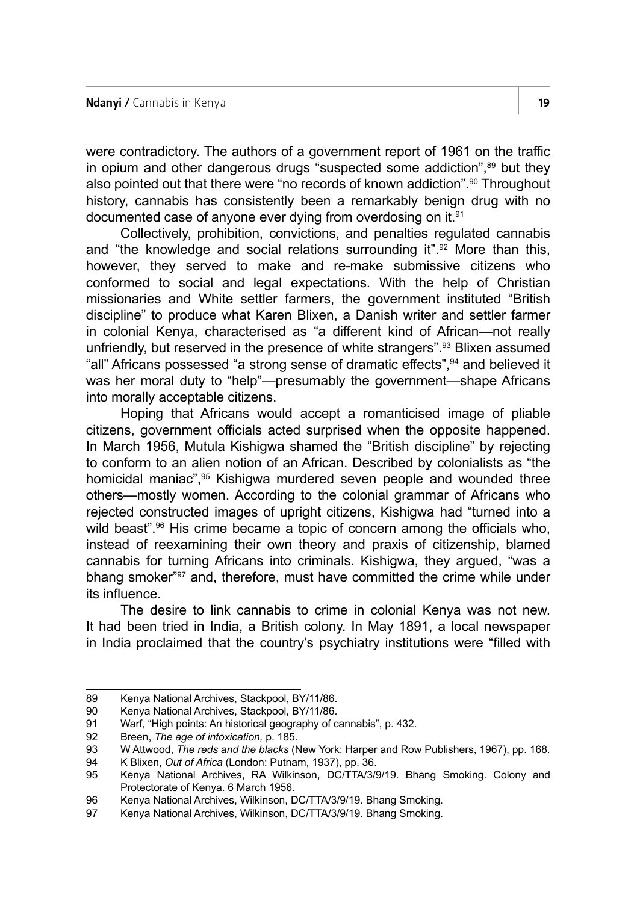were contradictory. The authors of a government report of 1961 on the traffic in opium and other dangerous drugs "suspected some addiction",[89] but they also pointed out that there were "no records of known addiction".[90] Throughout history, cannabis has consistently been a remarkably benign drug with no documented case of anyone ever dying from overdosing on it.[91]

Collectively, prohibition, convictions, and penalties regulated cannabis and "the knowledge and social relations surrounding it".[92] More than this, however, they served to make and re-make submissive citizens who conformed to social and legal expectations. With the help of Christian missionaries and White settler farmers, the government instituted "British discipline" to produce what Karen Blixen, a Danish writer and settler farmer in colonial Kenya, characterised as "a different kind of African—not really unfriendly, but reserved in the presence of white strangers".[93] Blixen assumed "all" Africans possessed "a strong sense of dramatic effects",[94] and believed it was her moral duty to "help"—presumably the government—shape Africans into morally acceptable citizens.

Hoping that Africans would accept a romanticised image of pliable citizens, government officials acted surprised when the opposite happened. In March 1956, Mutula Kishigwa shamed the "British discipline" by rejecting to conform to an alien notion of an African. Described by colonialists as "the homicidal maniac",[95] Kishigwa murdered seven people and wounded three others—mostly women. According to the colonial grammar of Africans who rejected constructed images of upright citizens, Kishigwa had "turned into a wild beast".[96] His crime became a topic of concern among the officials who, instead of reexamining their own theory and praxis of citizenship, blamed cannabis for turning Africans into criminals. Kishigwa, they argued, "was a bhang smoker"[97] and, therefore, must have committed the crime while under its influence.

The desire to link cannabis to crime in colonial Kenya was not new. It had been tried in India, a British colony. In May 1891, a local newspaper in India proclaimed that the country's psychiatry institutions were "filled with

---

89 Kenya National Archives, Stackpool, BY/11/86.

90 Kenya National Archives, Stackpool, BY/11/86.

91 Warf, "High points: An historical geography of cannabis", p. 432.

92 Breen, *The age of intoxication,* p. 185.

93 W Attwood, *The reds and the blacks* (New York: Harper and Row Publishers, 1967), pp. 168.

94 K Blixen, *Out of Africa* (London: Putnam, 1937), pp. 36.

95 Kenya National Archives, RA Wilkinson, DC/TTA/3/9/19. Bhang Smoking. Colony and Protectorate of Kenya. 6 March 1956.

96 Kenya National Archives, Wilkinson, DC/TTA/3/9/19. Bhang Smoking.

97 Kenya National Archives, Wilkinson, DC/TTA/3/9/19. Bhang Smoking.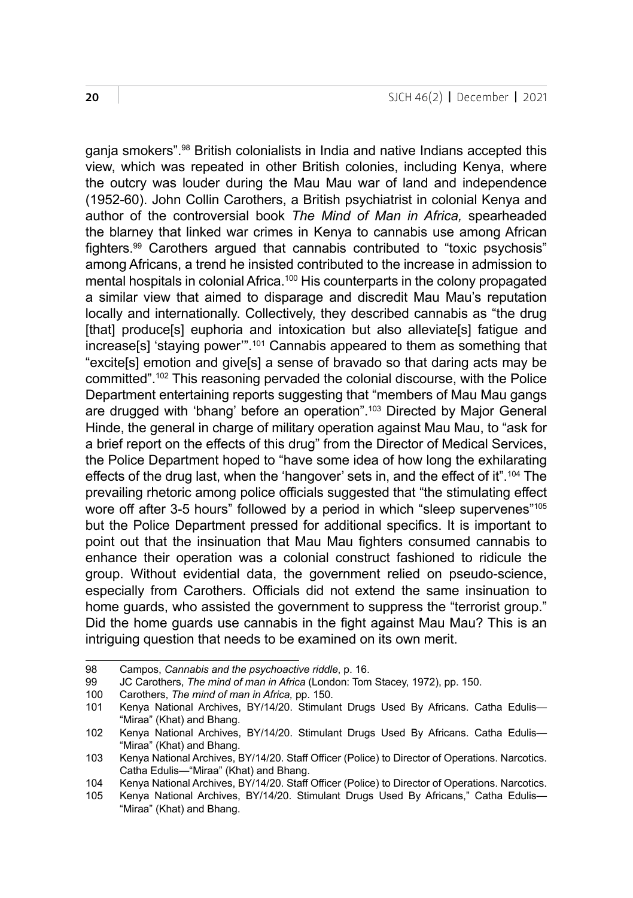ganja smokers".[98] British colonialists in India and native Indians accepted this view, which was repeated in other British colonies, including Kenya, where the outcry was louder during the Mau Mau war of land and independence (1952-60). John Collin Carothers, a British psychiatrist in colonial Kenya and author of the controversial book *The Mind of Man in Africa,* spearheaded the blarney that linked war crimes in Kenya to cannabis use among African fighters.[99] Carothers argued that cannabis contributed to "toxic psychosis" among Africans, a trend he insisted contributed to the increase in admission to mental hospitals in colonial Africa.[100] His counterparts in the colony propagated a similar view that aimed to disparage and discredit Mau Mau's reputation locally and internationally. Collectively, they described cannabis as "the drug [that] produce[s] euphoria and intoxication but also alleviate[s] fatigue and increase[s] 'staying power'".[101] Cannabis appeared to them as something that "excite[s] emotion and give[s] a sense of bravado so that daring acts may be committed".[102] This reasoning pervaded the colonial discourse, with the Police Department entertaining reports suggesting that "members of Mau Mau gangs are drugged with 'bhang' before an operation".[103] Directed by Major General Hinde, the general in charge of military operation against Mau Mau, to "ask for a brief report on the effects of this drug" from the Director of Medical Services, the Police Department hoped to "have some idea of how long the exhilarating effects of the drug last, when the 'hangover' sets in, and the effect of it".[104] The prevailing rhetoric among police officials suggested that "the stimulating effect wore off after 3-5 hours" followed by a period in which "sleep supervenes"[105] but the Police Department pressed for additional specifics. It is important to point out that the insinuation that Mau Mau fighters consumed cannabis to enhance their operation was a colonial construct fashioned to ridicule the group. Without evidential data, the government relied on pseudo-science, especially from Carothers. Officials did not extend the same insinuation to home guards, who assisted the government to suppress the "terrorist group." Did the home guards use cannabis in the fight against Mau Mau? This is an intriguing question that needs to be examined on its own merit.

---

98 Campos, *Cannabis and the psychoactive riddle*, p. 16.

99 JC Carothers, *The mind of man in Africa* (London: Tom Stacey, 1972), pp. 150.

100 Carothers, *The mind of man in Africa,* pp. 150.

101 Kenya National Archives, BY/14/20. Stimulant Drugs Used By Africans. Catha Edulis—"Miraa" (Khat) and Bhang.

102 Kenya National Archives, BY/14/20. Stimulant Drugs Used By Africans. Catha Edulis—"Miraa" (Khat) and Bhang.

103 Kenya National Archives, BY/14/20. Staff Officer (Police) to Director of Operations. Narcotics. Catha Edulis—"Miraa" (Khat) and Bhang.

104 Kenya National Archives, BY/14/20. Staff Officer (Police) to Director of Operations. Narcotics.

105 Kenya National Archives, BY/14/20. Stimulant Drugs Used By Africans," Catha Edulis—"Miraa" (Khat) and Bhang.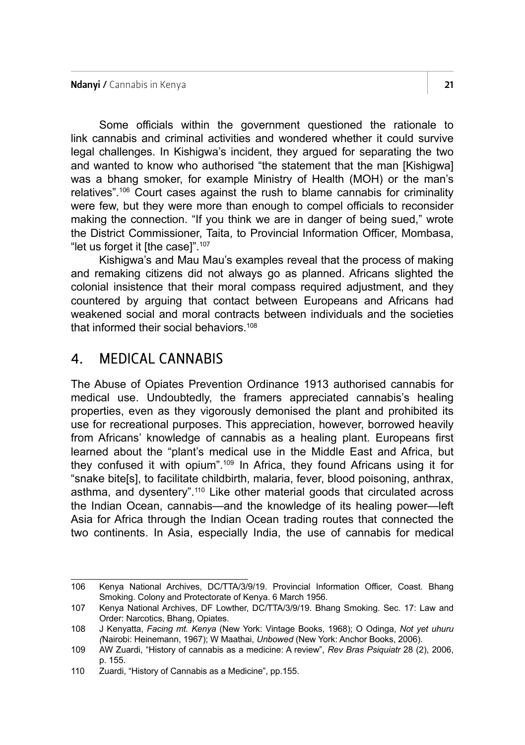Some officials within the government questioned the rationale to link cannabis and criminal activities and wondered whether it could survive legal challenges. In Kishigwa's incident, they argued for separating the two and wanted to know who authorised "the statement that the man [Kishigwa] was a bhang smoker, for example Ministry of Health (MOH) or the man's relatives".[106] Court cases against the rush to blame cannabis for criminality were few, but they were more than enough to compel officials to reconsider making the connection. "If you think we are in danger of being sued," wrote the District Commissioner, Taita, to Provincial Information Officer, Mombasa, "let us forget it [the case]".[107]

Kishigwa's and Mau Mau's examples reveal that the process of making and remaking citizens did not always go as planned. Africans slighted the colonial insistence that their moral compass required adjustment, and they countered by arguing that contact between Europeans and Africans had weakened social and moral contracts between individuals and the societies that informed their social behaviors.[108]

## 4. MEDICAL CANNABIS

The Abuse of Opiates Prevention Ordinance 1913 authorised cannabis for medical use. Undoubtedly, the framers appreciated cannabis's healing properties, even as they vigorously demonised the plant and prohibited its use for recreational purposes. This appreciation, however, borrowed heavily from Africans' knowledge of cannabis as a healing plant. Europeans first learned about the "plant's medical use in the Middle East and Africa, but they confused it with opium".[109] In Africa, they found Africans using it for "snake bite[s], to facilitate childbirth, malaria, fever, blood poisoning, anthrax, asthma, and dysentery".[110] Like other material goods that circulated across the Indian Ocean, cannabis—and the knowledge of its healing power—left Asia for Africa through the Indian Ocean trading routes that connected the two continents. In Asia, especially India, the use of cannabis for medical

---

106 Kenya National Archives, DC/TTA/3/9/19. Provincial Information Officer, Coast. Bhang Smoking. Colony and Protectorate of Kenya. 6 March 1956.

107 Kenya National Archives, DF Lowther, DC/TTA/3/9/19. Bhang Smoking. Sec. 17: Law and Order: Narcotics, Bhang, Opiates.

108 J Kenyatta, *Facing mt. Kenya* (New York: Vintage Books, 1968); O Odinga, *Not yet uhuru (*Nairobi: Heinemann, 1967); W Maathai, *Unbowed* (New York: Anchor Books, 2006).

109 AW Zuardi, "History of cannabis as a medicine: A review", *Rev Bras Psiquiatr* 28 (2), 2006, p. 155.

110 Zuardi, "History of Cannabis as a Medicine", pp.155.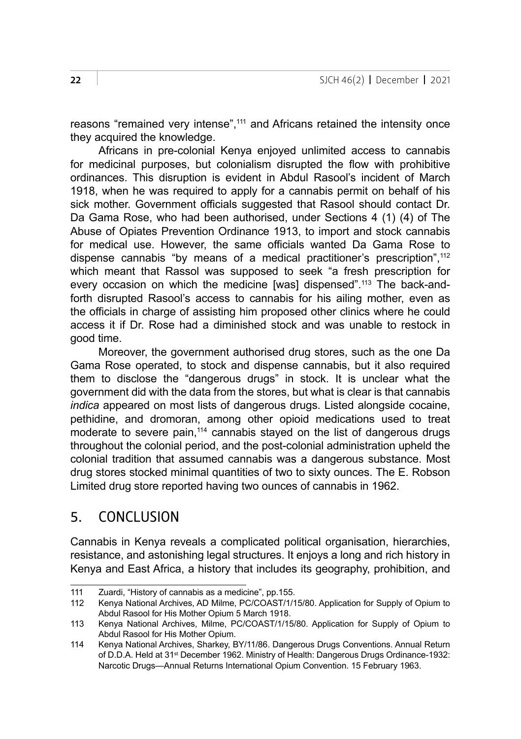reasons “remained very intense”,[111] and Africans retained the intensity once they acquired the knowledge.

Africans in pre-colonial Kenya enjoyed unlimited access to cannabis for medicinal purposes, but colonialism disrupted the flow with prohibitive ordinances. This disruption is evident in Abdul Rasool’s incident of March 1918, when he was required to apply for a cannabis permit on behalf of his sick mother. Government officials suggested that Rasool should contact Dr. Da Gama Rose, who had been authorised, under Sections 4 (1) (4) of The Abuse of Opiates Prevention Ordinance 1913, to import and stock cannabis for medical use. However, the same officials wanted Da Gama Rose to dispense cannabis “by means of a medical practitioner’s prescription”,[112] which meant that Rassol was supposed to seek “a fresh prescription for every occasion on which the medicine [was] dispensed”.[113] The back-and-forth disrupted Rasool’s access to cannabis for his ailing mother, even as the officials in charge of assisting him proposed other clinics where he could access it if Dr. Rose had a diminished stock and was unable to restock in good time.

Moreover, the government authorised drug stores, such as the one Da Gama Rose operated, to stock and dispense cannabis, but it also required them to disclose the “dangerous drugs” in stock. It is unclear what the government did with the data from the stores, but what is clear is that cannabis *indica* appeared on most lists of dangerous drugs. Listed alongside cocaine, pethidine, and dromoran, among other opioid medications used to treat moderate to severe pain,[114] cannabis stayed on the list of dangerous drugs throughout the colonial period, and the post-colonial administration upheld the colonial tradition that assumed cannabis was a dangerous substance. Most drug stores stocked minimal quantities of two to sixty ounces. The E. Robson Limited drug store reported having two ounces of cannabis in 1962.

## 5. CONCLUSION

Cannabis in Kenya reveals a complicated political organisation, hierarchies, resistance, and astonishing legal structures. It enjoys a long and rich history in Kenya and East Africa, a history that includes its geography, prohibition, and

---

111 Zuardi, “History of cannabis as a medicine”, pp.155.

112 Kenya National Archives, AD Milme, PC/COAST/1/15/80. Application for Supply of Opium to Abdul Rasool for His Mother Opium 5 March 1918.

113 Kenya National Archives, Milme, PC/COAST/1/15/80. Application for Supply of Opium to Abdul Rasool for His Mother Opium.

114 Kenya National Archives, Sharkey, BY/11/86. Dangerous Drugs Conventions. Annual Return of D.D.A. Held at 31st December 1962. Ministry of Health: Dangerous Drugs Ordinance-1932: Narcotic Drugs—Annual Returns International Opium Convention. 15 February 1963.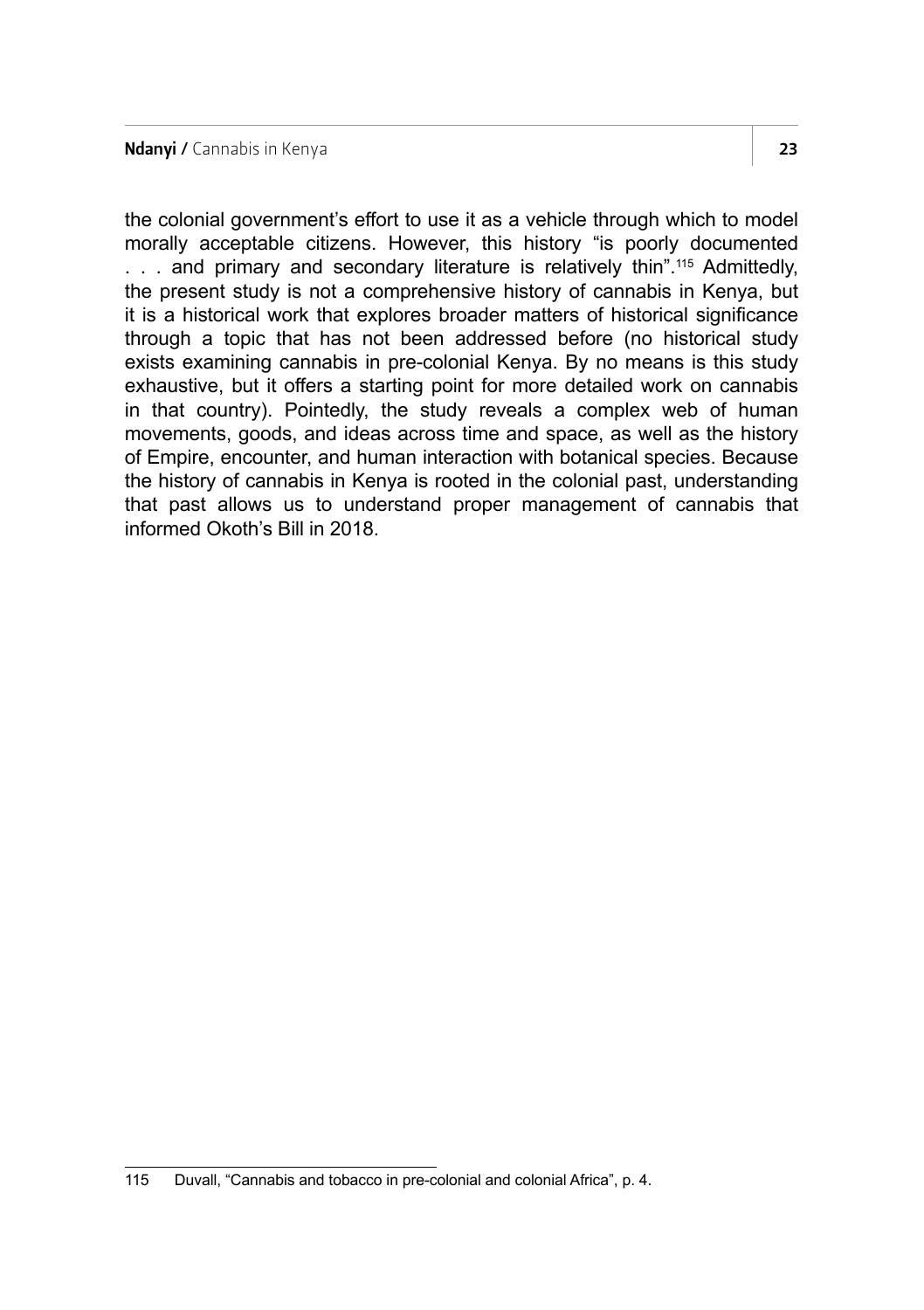the colonial government's effort to use it as a vehicle through which to model morally acceptable citizens. However, this history "is poorly documented . . . and primary and secondary literature is relatively thin".[115] Admittedly, the present study is not a comprehensive history of cannabis in Kenya, but it is a historical work that explores broader matters of historical significance through a topic that has not been addressed before (no historical study exists examining cannabis in pre-colonial Kenya. By no means is this study exhaustive, but it offers a starting point for more detailed work on cannabis in that country). Pointedly, the study reveals a complex web of human movements, goods, and ideas across time and space, as well as the history of Empire, encounter, and human interaction with botanical species. Because the history of cannabis in Kenya is rooted in the colonial past, understanding that past allows us to understand proper management of cannabis that informed Okoth's Bill in 2018.

---

115 Duvall, "Cannabis and tobacco in pre-colonial and colonial Africa", p. 4.